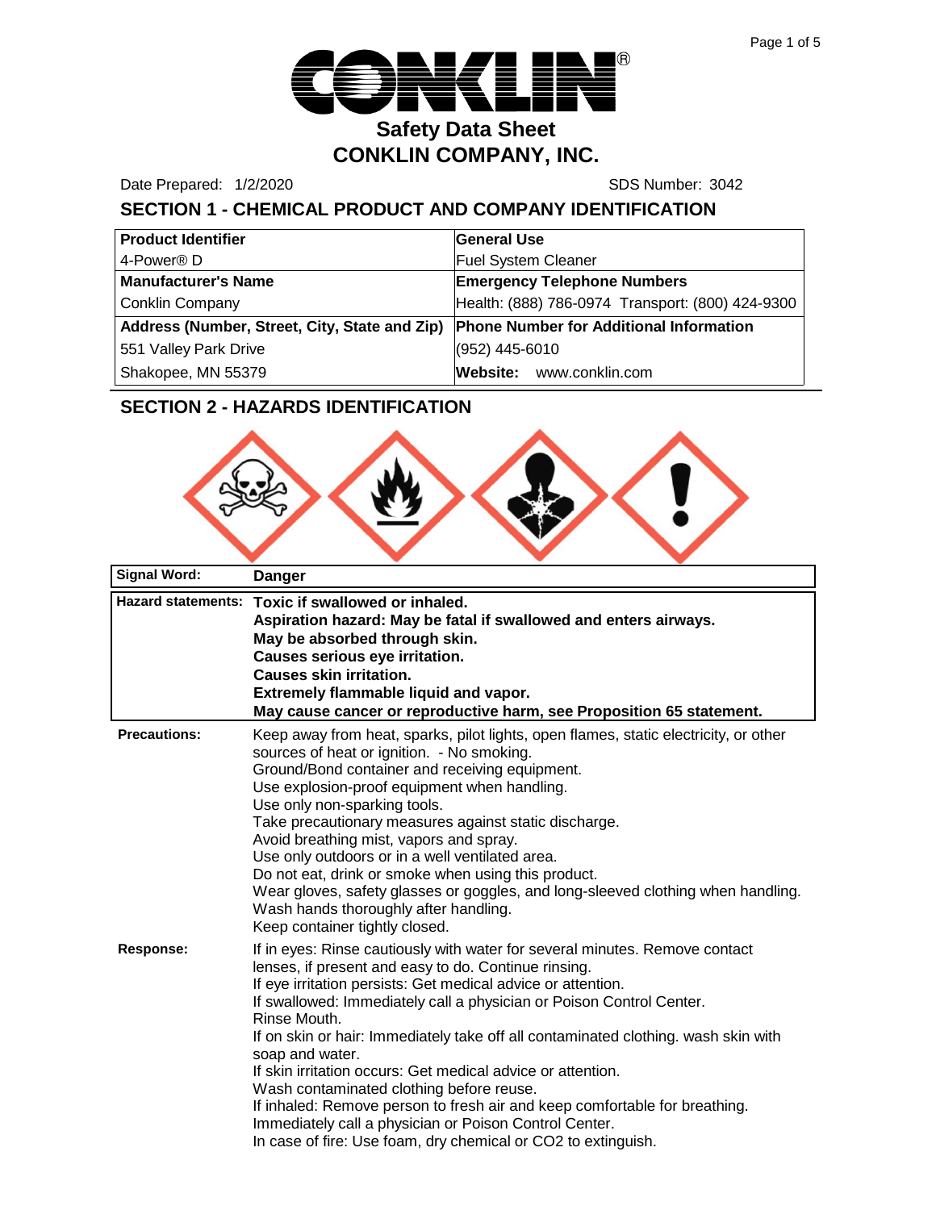# Safety Data Sheet
# CONKLIN COMPANY, INC.

Date Prepared: 1/2/2020 SDS Number: 3042

## SECTION 1 - CHEMICAL PRODUCT AND COMPANY IDENTIFICATION

| **Product Identifier** | **General Use** |
|---|---|
| 4-Power® D | Fuel System Cleaner |
| **Manufacturer's Name** | **Emergency Telephone Numbers** |
| Conklin Company | Health: (888) 786-0974 Transport: (800) 424-9300 |
| **Address (Number, Street, City, State and Zip)** | **Phone Number for Additional Information** |
| 551 Valley Park Drive | (952) 445-6010 |
| Shakopee, MN 55379 | **Website:** www.conklin.com |

## SECTION 2 - HAZARDS IDENTIFICATION

| | |
|---|---|
| **Signal Word:** | **Danger** |
| **Hazard statements:** | **Toxic if swallowed or inhaled.**<br>**Aspiration hazard: May be fatal if swallowed and enters airways.**<br>**May be absorbed through skin.**<br>**Causes serious eye irritation.**<br>**Causes skin irritation.**<br>**Extremely flammable liquid and vapor.**<br>**May cause cancer or reproductive harm, see Proposition 65 statement.** |
| **Precautions:** | Keep away from heat, sparks, pilot lights, open flames, static electricity, or other sources of heat or ignition. - No smoking.<br>Ground/Bond container and receiving equipment.<br>Use explosion-proof equipment when handling.<br>Use only non-sparking tools.<br>Take precautionary measures against static discharge.<br>Avoid breathing mist, vapors and spray.<br>Use only outdoors or in a well ventilated area.<br>Do not eat, drink or smoke when using this product.<br>Wear gloves, safety glasses or goggles, and long-sleeved clothing when handling.<br>Wash hands thoroughly after handling.<br>Keep container tightly closed. |
| **Response:** | If in eyes: Rinse cautiously with water for several minutes. Remove contact lenses, if present and easy to do. Continue rinsing.<br>If eye irritation persists: Get medical advice or attention.<br>If swallowed: Immediately call a physician or Poison Control Center.<br>Rinse Mouth.<br>If on skin or hair: Immediately take off all contaminated clothing. wash skin with soap and water.<br>If skin irritation occurs: Get medical advice or attention.<br>Wash contaminated clothing before reuse.<br>If inhaled: Remove person to fresh air and keep comfortable for breathing.<br>Immediately call a physician or Poison Control Center.<br>In case of fire: Use foam, dry chemical or CO2 to extinguish. |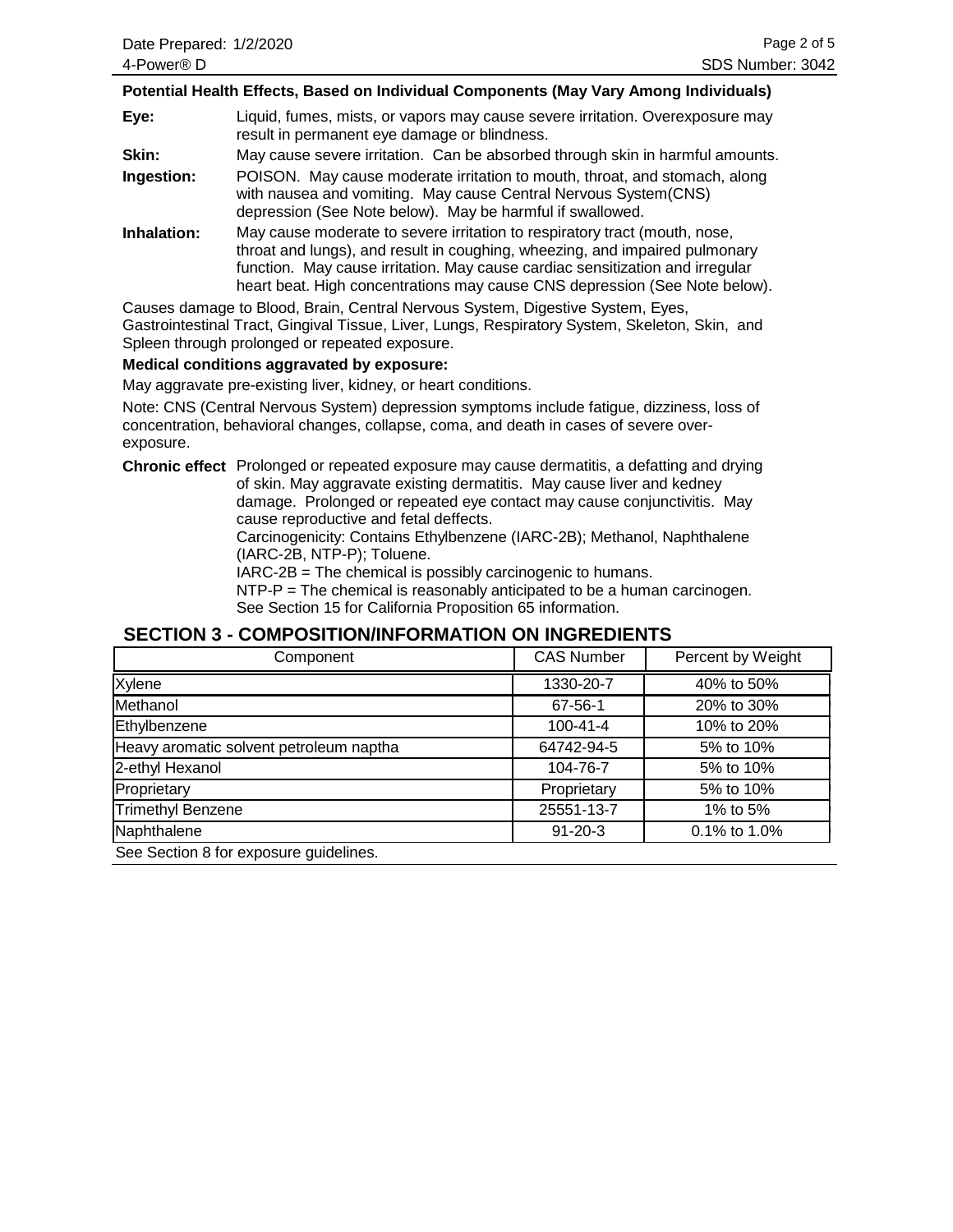**Potential Health Effects, Based on Individual Components (May Vary Among Individuals)**

**Eye:** Liquid, fumes, mists, or vapors may cause severe irritation. Overexposure may result in permanent eye damage or blindness.

**Skin:** May cause severe irritation. Can be absorbed through skin in harmful amounts.

**Ingestion:** POISON. May cause moderate irritation to mouth, throat, and stomach, along with nausea and vomiting. May cause Central Nervous System(CNS) depression (See Note below). May be harmful if swallowed.

**Inhalation:** May cause moderate to severe irritation to respiratory tract (mouth, nose, throat and lungs), and result in coughing, wheezing, and impaired pulmonary function. May cause irritation. May cause cardiac sensitization and irregular heart beat. High concentrations may cause CNS depression (See Note below).

Causes damage to Blood, Brain, Central Nervous System, Digestive System, Eyes, Gastrointestinal Tract, Gingival Tissue, Liver, Lungs, Respiratory System, Skeleton, Skin, and Spleen through prolonged or repeated exposure.

**Medical conditions aggravated by exposure:**

May aggravate pre-existing liver, kidney, or heart conditions.

Note: CNS (Central Nervous System) depression symptoms include fatigue, dizziness, loss of concentration, behavioral changes, collapse, coma, and death in cases of severe over-exposure.

**Chronic effect** Prolonged or repeated exposure may cause dermatitis, a defatting and drying of skin. May aggravate existing dermatitis. May cause liver and kedney damage. Prolonged or repeated eye contact may cause conjunctivitis. May cause reproductive and fetal deffects.
Carcinogenicity: Contains Ethylbenzene (IARC-2B); Methanol, Naphthalene (IARC-2B, NTP-P); Toluene.
IARC-2B = The chemical is possibly carcinogenic to humans.
NTP-P = The chemical is reasonably anticipated to be a human carcinogen.
See Section 15 for California Proposition 65 information.

## SECTION 3 - COMPOSITION/INFORMATION ON INGREDIENTS

| Component | CAS Number | Percent by Weight |
|---|---|---|
| Xylene | 1330-20-7 | 40% to 50% |
| Methanol | 67-56-1 | 20% to 30% |
| Ethylbenzene | 100-41-4 | 10% to 20% |
| Heavy aromatic solvent petroleum naptha | 64742-94-5 | 5% to 10% |
| 2-ethyl Hexanol | 104-76-7 | 5% to 10% |
| Proprietary | Proprietary | 5% to 10% |
| Trimethyl Benzene | 25551-13-7 | 1% to 5% |
| Naphthalene | 91-20-3 | 0.1% to 1.0% |

See Section 8 for exposure guidelines.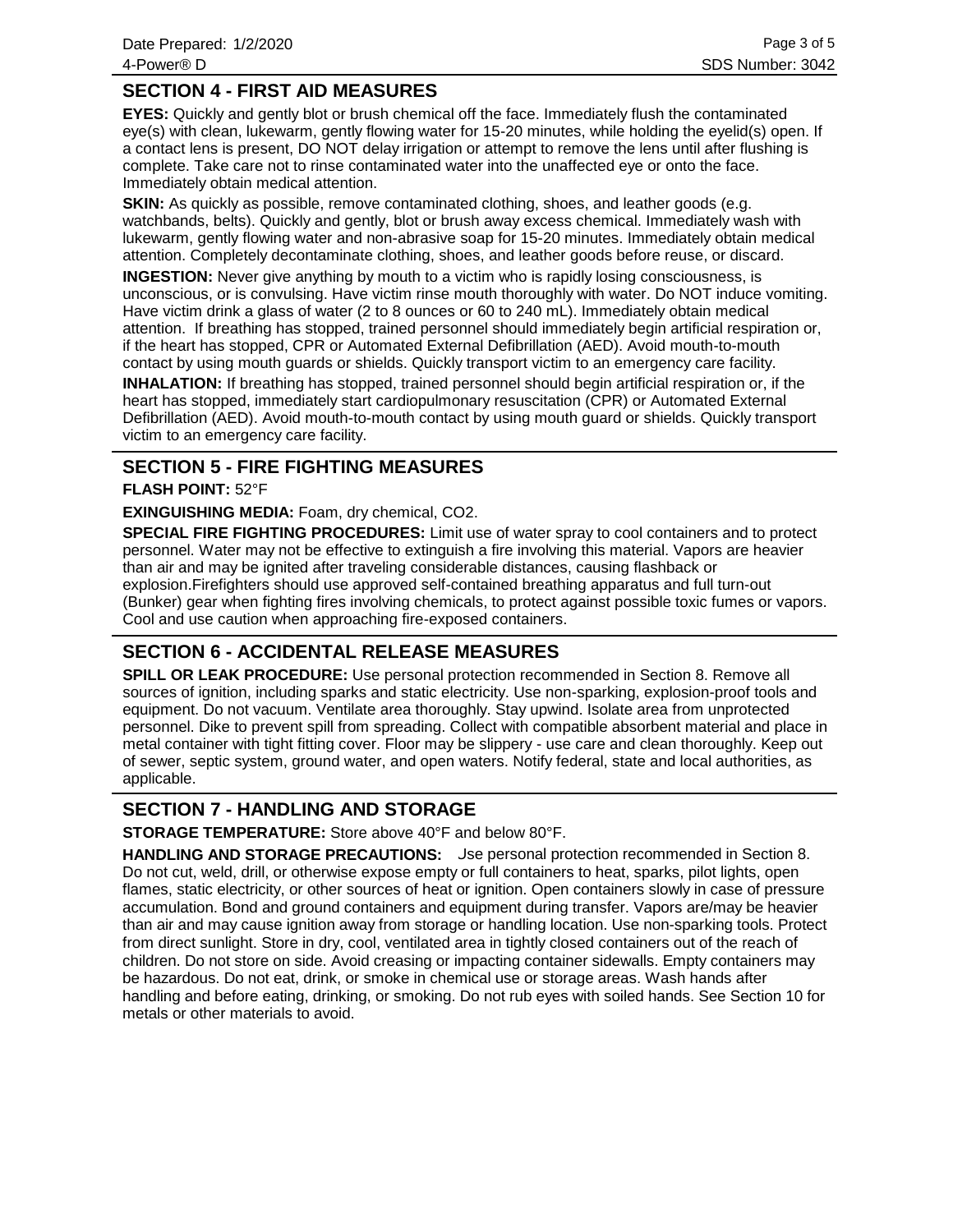## SECTION 4 - FIRST AID MEASURES

**EYES:** Quickly and gently blot or brush chemical off the face. Immediately flush the contaminated eye(s) with clean, lukewarm, gently flowing water for 15-20 minutes, while holding the eyelid(s) open. If a contact lens is present, DO NOT delay irrigation or attempt to remove the lens until after flushing is complete. Take care not to rinse contaminated water into the unaffected eye or onto the face. Immediately obtain medical attention.

**SKIN:** As quickly as possible, remove contaminated clothing, shoes, and leather goods (e.g. watchbands, belts). Quickly and gently, blot or brush away excess chemical. Immediately wash with lukewarm, gently flowing water and non-abrasive soap for 15-20 minutes. Immediately obtain medical attention. Completely decontaminate clothing, shoes, and leather goods before reuse, or discard.

**INGESTION:** Never give anything by mouth to a victim who is rapidly losing consciousness, is unconscious, or is convulsing. Have victim rinse mouth thoroughly with water. Do NOT induce vomiting. Have victim drink a glass of water (2 to 8 ounces or 60 to 240 mL). Immediately obtain medical attention. If breathing has stopped, trained personnel should immediately begin artificial respiration or, if the heart has stopped, CPR or Automated External Defibrillation (AED). Avoid mouth-to-mouth contact by using mouth guards or shields. Quickly transport victim to an emergency care facility.

**INHALATION:** If breathing has stopped, trained personnel should begin artificial respiration or, if the heart has stopped, immediately start cardiopulmonary resuscitation (CPR) or Automated External Defibrillation (AED). Avoid mouth-to-mouth contact by using mouth guard or shields. Quickly transport victim to an emergency care facility.

## SECTION 5 - FIRE FIGHTING MEASURES

**FLASH POINT:** 52°F

**EXINGUISHING MEDIA:** Foam, dry chemical, $CO_2$.

**SPECIAL FIRE FIGHTING PROCEDURES:** Limit use of water spray to cool containers and to protect personnel. Water may not be effective to extinguish a fire involving this material. Vapors are heavier than air and may be ignited after traveling considerable distances, causing flashback or explosion.Firefighters should use approved self-contained breathing apparatus and full turn-out (Bunker) gear when fighting fires involving chemicals, to protect against possible toxic fumes or vapors. Cool and use caution when approaching fire-exposed containers.

## SECTION 6 - ACCIDENTAL RELEASE MEASURES

**SPILL OR LEAK PROCEDURE:** Use personal protection recommended in Section 8. Remove all sources of ignition, including sparks and static electricity. Use non-sparking, explosion-proof tools and equipment. Do not vacuum. Ventilate area thoroughly. Stay upwind. Isolate area from unprotected personnel. Dike to prevent spill from spreading. Collect with compatible absorbent material and place in metal container with tight fitting cover. Floor may be slippery - use care and clean thoroughly. Keep out of sewer, septic system, ground water, and open waters. Notify federal, state and local authorities, as applicable.

## SECTION 7 - HANDLING AND STORAGE

**STORAGE TEMPERATURE:** Store above 40°F and below 80°F.

**HANDLING AND STORAGE PRECAUTIONS:** Use personal protection recommended in Section 8. Do not cut, weld, drill, or otherwise expose empty or full containers to heat, sparks, pilot lights, open flames, static electricity, or other sources of heat or ignition. Open containers slowly in case of pressure accumulation. Bond and ground containers and equipment during transfer. Vapors are/may be heavier than air and may cause ignition away from storage or handling location. Use non-sparking tools. Protect from direct sunlight. Store in dry, cool, ventilated area in tightly closed containers out of the reach of children. Do not store on side. Avoid creasing or impacting container sidewalls. Empty containers may be hazardous. Do not eat, drink, or smoke in chemical use or storage areas. Wash hands after handling and before eating, drinking, or smoking. Do not rub eyes with soiled hands. See Section 10 for metals or other materials to avoid.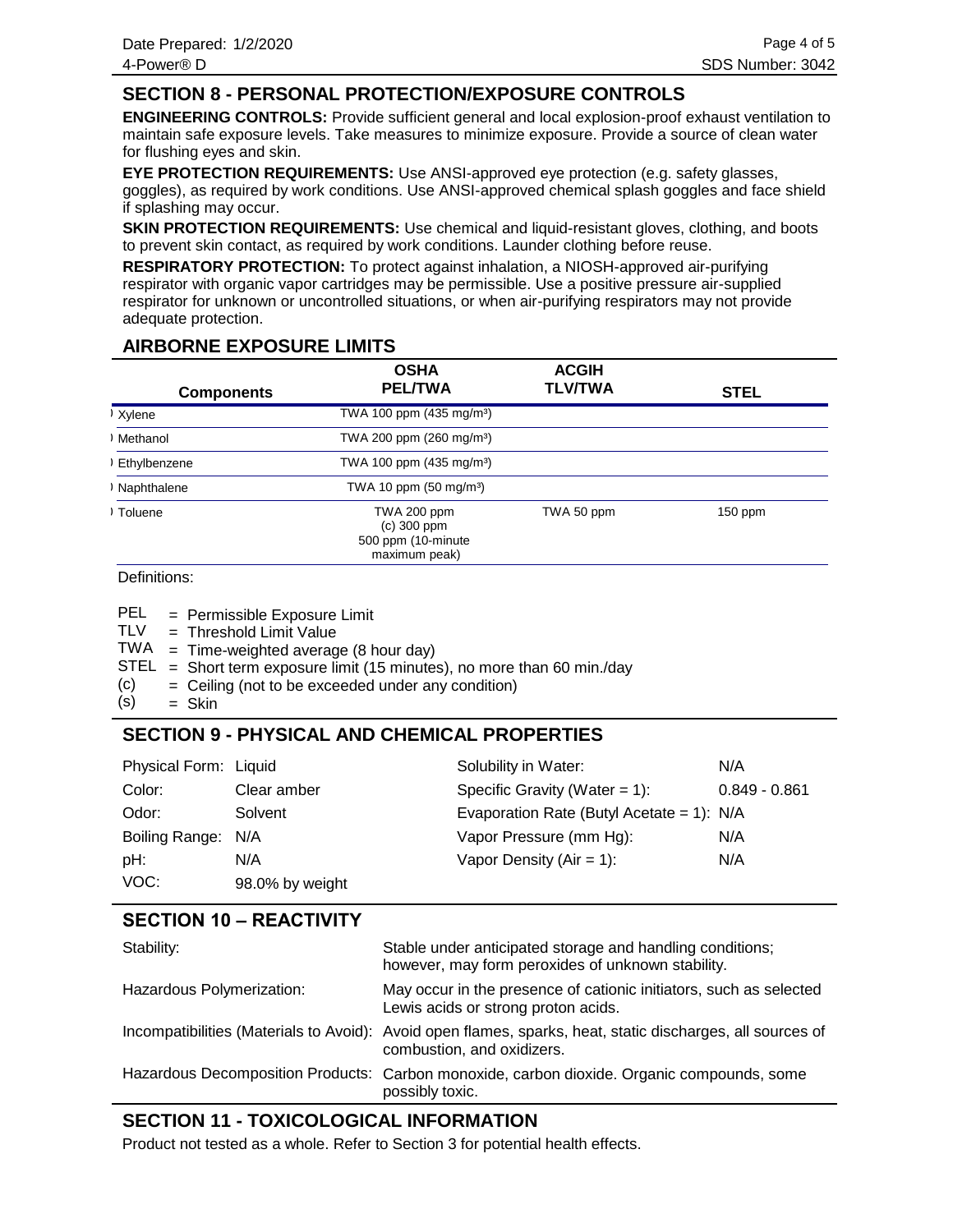## SECTION 8 - PERSONAL PROTECTION/EXPOSURE CONTROLS

**ENGINEERING CONTROLS:** Provide sufficient general and local explosion-proof exhaust ventilation to maintain safe exposure levels. Take measures to minimize exposure. Provide a source of clean water for flushing eyes and skin.

**EYE PROTECTION REQUIREMENTS:** Use ANSI-approved eye protection (e.g. safety glasses, goggles), as required by work conditions. Use ANSI-approved chemical splash goggles and face shield if splashing may occur.

**SKIN PROTECTION REQUIREMENTS:** Use chemical and liquid-resistant gloves, clothing, and boots to prevent skin contact, as required by work conditions. Launder clothing before reuse.

**RESPIRATORY PROTECTION:** To protect against inhalation, a NIOSH-approved air-purifying respirator with organic vapor cartridges may be permissible. Use a positive pressure air-supplied respirator for unknown or uncontrolled situations, or when air-purifying respirators may not provide adequate protection.

## AIRBORNE EXPOSURE LIMITS

| Components | OSHA PEL/TWA | ACGIH TLV/TWA | STEL |
|---|---|---|---|
| Xylene | TWA 100 ppm (435 mg/m³) | | |
| Methanol | TWA 200 ppm (260 mg/m³) | | |
| Ethylbenzene | TWA 100 ppm (435 mg/m³) | | |
| Naphthalene | TWA 10 ppm (50 mg/m³) | | |
| Toluene | TWA 200 ppm (c) 300 ppm 500 ppm (10-minute maximum peak) | TWA 50 ppm | 150 ppm |

Definitions:

PEL = Permissible Exposure Limit
TLV = Threshold Limit Value
TWA = Time-weighted average (8 hour day)
STEL = Short term exposure limit (15 minutes), no more than 60 min./day
(c) = Ceiling (not to be exceeded under any condition)
(s) = Skin

## SECTION 9 - PHYSICAL AND CHEMICAL PROPERTIES

| | | | |
|---|---|---|---|
| Physical Form: | Liquid | Solubility in Water: | N/A |
| Color: | Clear amber | Specific Gravity (Water = 1): | 0.849 - 0.861 |
| Odor: | Solvent | Evaporation Rate (Butyl Acetate = 1): | N/A |
| Boiling Range: | N/A | Vapor Pressure (mm Hg): | N/A |
| pH: | N/A | Vapor Density (Air = 1): | N/A |
| VOC: | 98.0% by weight | | |

## SECTION 10 – REACTIVITY

| | |
|---|---|
| Stability: | Stable under anticipated storage and handling conditions; however, may form peroxides of unknown stability. |
| Hazardous Polymerization: | May occur in the presence of cationic initiators, such as selected Lewis acids or strong proton acids. |
| Incompatibilities (Materials to Avoid): | Avoid open flames, sparks, heat, static discharges, all sources of combustion, and oxidizers. |
| Hazardous Decomposition Products: | Carbon monoxide, carbon dioxide. Organic compounds, some possibly toxic. |

## SECTION 11 - TOXICOLOGICAL INFORMATION

Product not tested as a whole. Refer to Section 3 for potential health effects.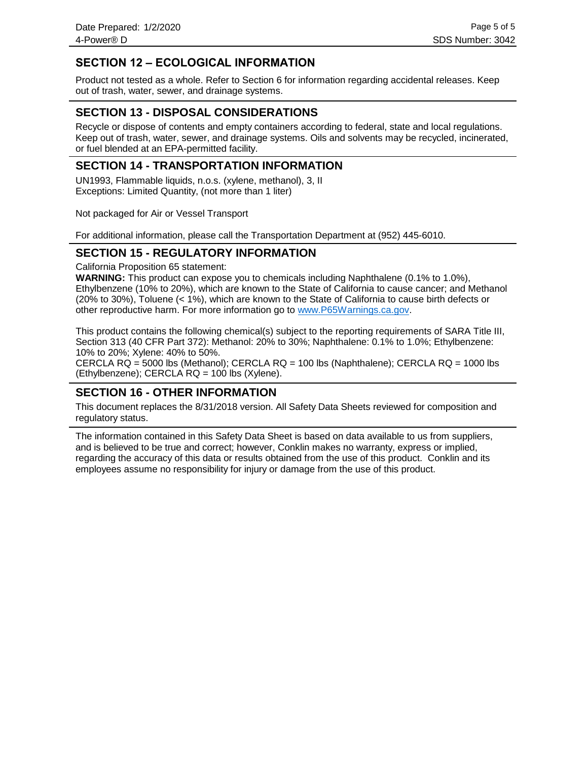## SECTION 12 – ECOLOGICAL INFORMATION

Product not tested as a whole. Refer to Section 6 for information regarding accidental releases. Keep out of trash, water, sewer, and drainage systems.

## SECTION 13 - DISPOSAL CONSIDERATIONS

Recycle or dispose of contents and empty containers according to federal, state and local regulations. Keep out of trash, water, sewer, and drainage systems. Oils and solvents may be recycled, incinerated, or fuel blended at an EPA-permitted facility.

## SECTION 14 - TRANSPORTATION INFORMATION

UN1993, Flammable liquids, n.o.s. (xylene, methanol), 3, II
Exceptions: Limited Quantity, (not more than 1 liter)

Not packaged for Air or Vessel Transport

For additional information, please call the Transportation Department at (952) 445-6010.

## SECTION 15 - REGULATORY INFORMATION

California Proposition 65 statement:
**WARNING:** This product can expose you to chemicals including Naphthalene (0.1% to 1.0%), Ethylbenzene (10% to 20%), which are known to the State of California to cause cancer; and Methanol (20% to 30%), Toluene (< 1%), which are known to the State of California to cause birth defects or other reproductive harm. For more information go to www.P65Warnings.ca.gov.

This product contains the following chemical(s) subject to the reporting requirements of SARA Title III, Section 313 (40 CFR Part 372): Methanol: 20% to 30%; Naphthalene: 0.1% to 1.0%; Ethylbenzene: 10% to 20%; Xylene: 40% to 50%.
CERCLA RQ = 5000 lbs (Methanol); CERCLA RQ = 100 lbs (Naphthalene); CERCLA RQ = 1000 lbs (Ethylbenzene); CERCLA RQ = 100 lbs (Xylene).

## SECTION 16 - OTHER INFORMATION

This document replaces the 8/31/2018 version. All Safety Data Sheets reviewed for composition and regulatory status.

The information contained in this Safety Data Sheet is based on data available to us from suppliers, and is believed to be true and correct; however, Conklin makes no warranty, express or implied, regarding the accuracy of this data or results obtained from the use of this product. Conklin and its employees assume no responsibility for injury or damage from the use of this product.